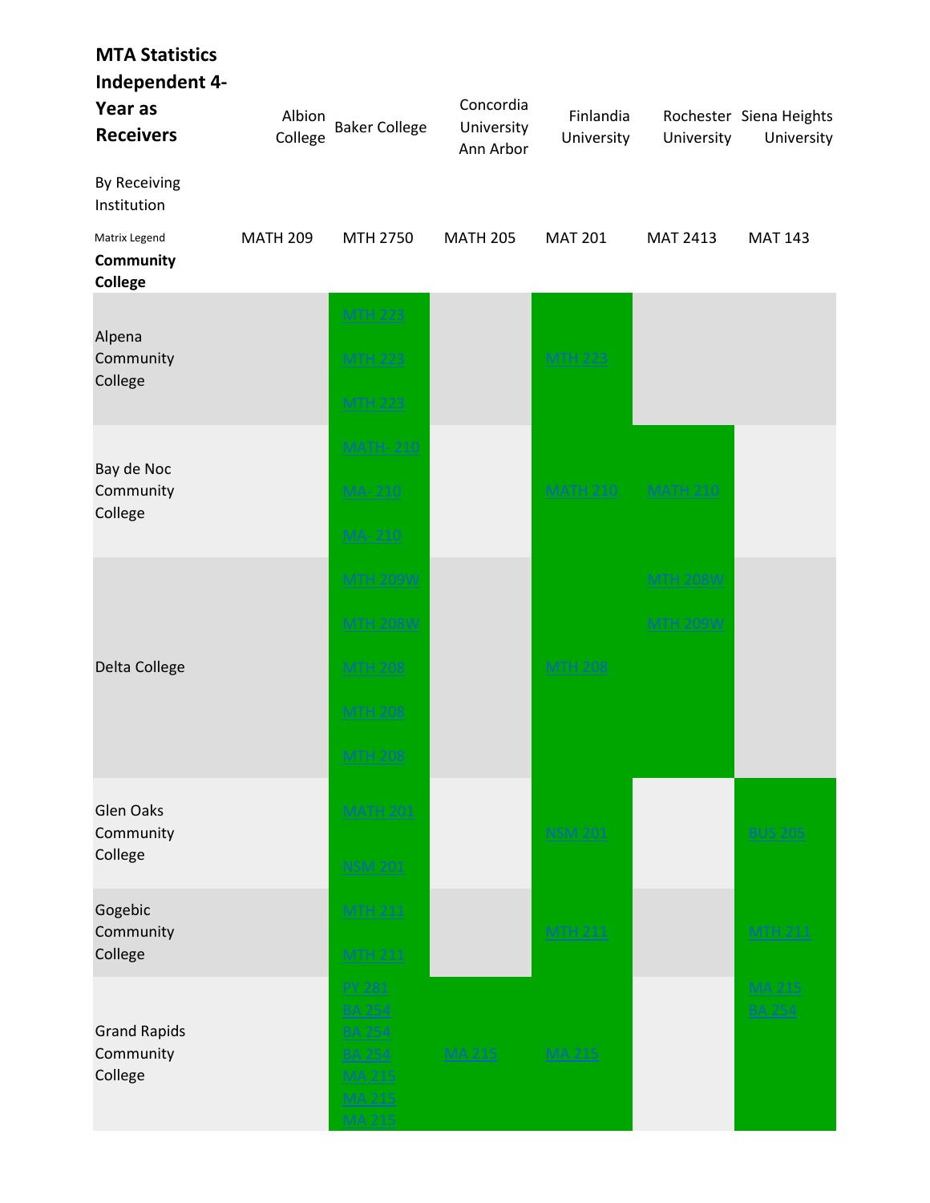**MTA Statistics Independent 4-Year as Receivers**

By Receiving Institution

| Matrix Legend | Albion College | Baker College | Concordia University Ann Arbor | Finlandia University | Rochester University | Siena Heights University |
|---|---|---|---|---|---|---|
| **Community College** | MATH 209 | MTH 2750 | MATH 205 | MAT 201 | MAT 2413 | MAT 143 |
| Alpena Community College | | MTH 223<br>MTH 223<br>MTH 223 | | MTH 223 | | |
| Bay de Noc Community College | | MATH- 210<br>MA- 210<br>MA- 210 | | MATH 210 | MATH 210 | |
| Delta College | | MTH 209W<br>MTH 208W<br>MTH 208<br>MTH 208<br>MTH 208 | | MTH 208 | MTH 208W<br>MTH 209W | |
| Glen Oaks Community College | | MATH 201<br>NSM 201 | | NSM 201 | | BUS 205 |
| Gogebic Community College | | MTH 211<br>MTH 211 | | MTH 211 | | MTH 211 |
| Grand Rapids Community College | | PY 281<br>BA 254<br>BA 254<br>BA 254<br>MA 215<br>MA 215<br>MA 215 | MA 215 | MA 215 | | MA 215<br>BA 254 |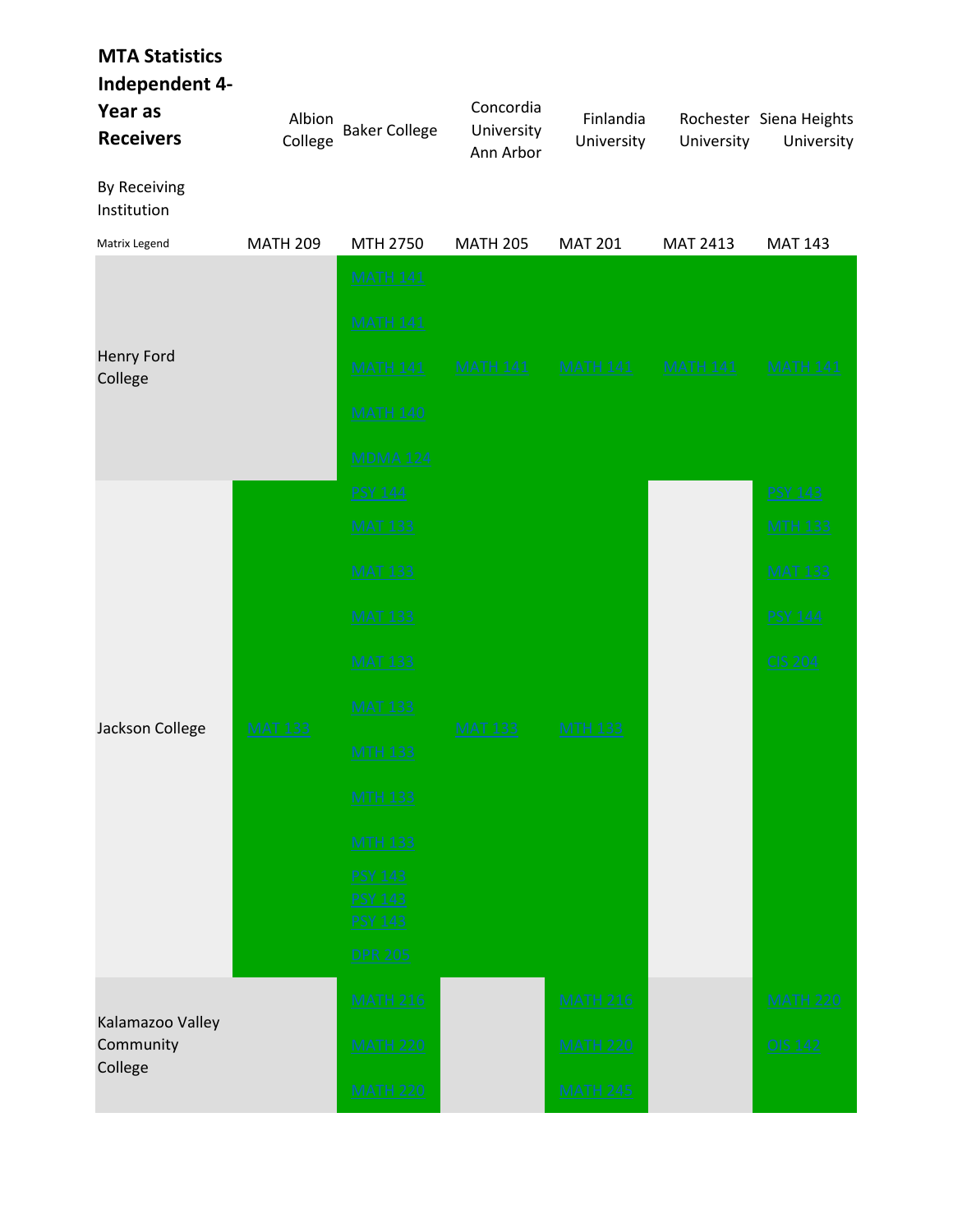**MTA Statistics Independent 4-Year as Receivers**

By Receiving Institution

| Matrix Legend | Albion College | Baker College | Concordia University Ann Arbor | Finlandia University | Rochester University | Siena Heights University |
|---|---|---|---|---|---|---|
| | MATH 209 | MTH 2750 | MATH 205 | MAT 201 | MAT 2413 | MAT 143 |
| Henry Ford College | | MATH 141<br>MATH 141<br>MATH 141<br>MATH 140<br>MDMA 124 | MATH 141 | MATH 141 | MATH 141 | MATH 141 |
| Jackson College | MAT 133 | PSY 144<br>MAT 133<br>MAT 133<br>MAT 133<br>MAT 133<br>MAT 133<br>MTH 133<br>MTH 133<br>MTH 133<br>PSY 143<br>PSY 143<br>PSY 143<br>DPR 205 | MAT 133 | MTH 133 | | PSY 143<br>MTH 133<br>MAT 133<br>PSY 144<br>CIS 204 |
| Kalamazoo Valley Community College | | MATH 216<br>MATH 220<br>MATH 220 | | MATH 216<br>MATH 220<br>MATH 245 | | MATH 220<br>OIS 142 |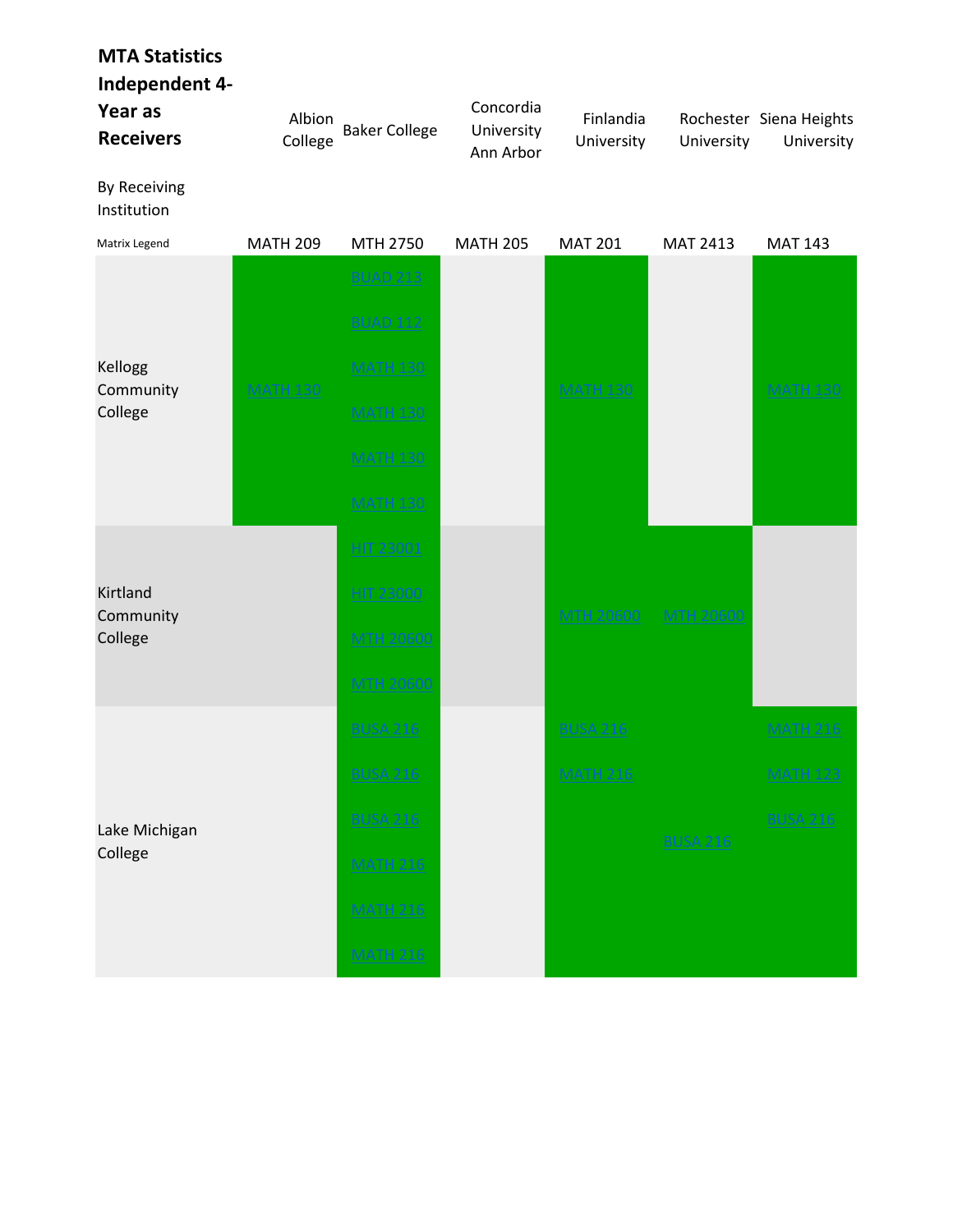**MTA Statistics Independent 4-Year as Receivers**

By Receiving Institution

| Matrix Legend | Albion College | Baker College | Concordia University Ann Arbor | Finlandia University | Rochester University | Siena Heights University |
|---|---|---|---|---|---|---|
| | MATH 209 | MTH 2750 | MATH 205 | MAT 201 | MAT 2413 | MAT 143 |
| Kellogg Community College | MATH 130 | BUAD 213<br>BUAD 112<br>MATH 130<br>MATH 130<br>MATH 130<br>MATH 130 | | MATH 130 | | MATH 130 |
| Kirtland Community College | | HIT 23001<br>HIT 23000<br>MTH 20600<br>MTH 20600 | | MTH 20600 | MTH 20600 | |
| Lake Michigan College | | BUSA 216<br>BUSA 216<br>BUSA 216<br>MATH 216<br>MATH 216<br>MATH 216 | | BUSA 216<br>MATH 216 | BUSA 216 | MATH 216<br>MATH 123<br>BUSA 216 |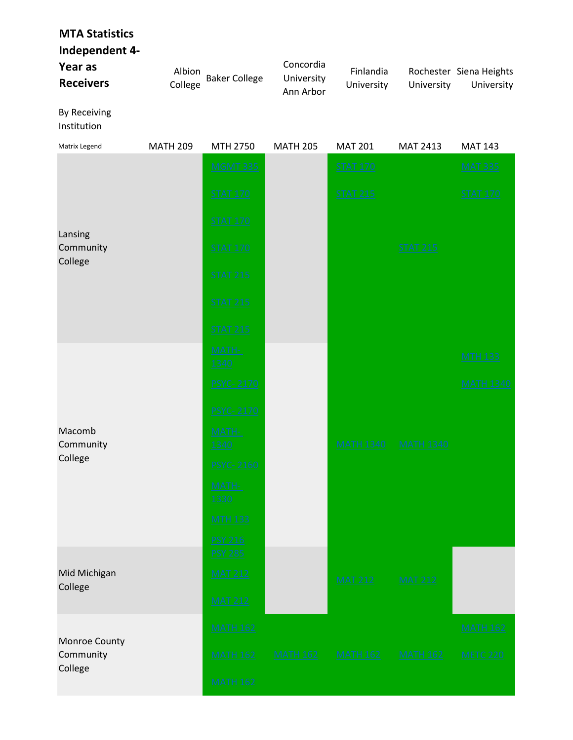**MTA Statistics Independent 4-Year as Receivers**

By Receiving Institution

| Matrix Legend | Albion College | Baker College | Concordia University Ann Arbor | Finlandia University | Rochester University | Siena Heights University |
|---|---|---|---|---|---|---|
| | MATH 209 | MTH 2750 | MATH 205 | MAT 201 | MAT 2413 | MAT 143 |
| Lansing Community College | | MGMT 335<br>STAT 170<br>STAT 170<br>STAT 170<br>STAT 215<br>STAT 215<br>STAT 215 | | STAT 170<br>STAT 215 | STAT 215 | MAT 335<br>STAT 170 |
| Macomb Community College | | MATH-1340<br>PSYC- 2170<br>PSYC- 2170<br>MATH-1340<br>PSYC- 2160<br>MATH-1330<br>MTH 133<br>PSY 216 | | MATH 1340 | MATH 1340 | MTH 133<br>MATH 1340 |
| Mid Michigan College | | PSY 285<br>MAT 212<br>MAT 212 | | MAT 212 | MAT 212 | |
| Monroe County Community College | | MATH 162<br>MATH 162<br>MATH 162 | MATH 162 | MATH 162 | MATH 162 | MATH 162<br>METC 220 |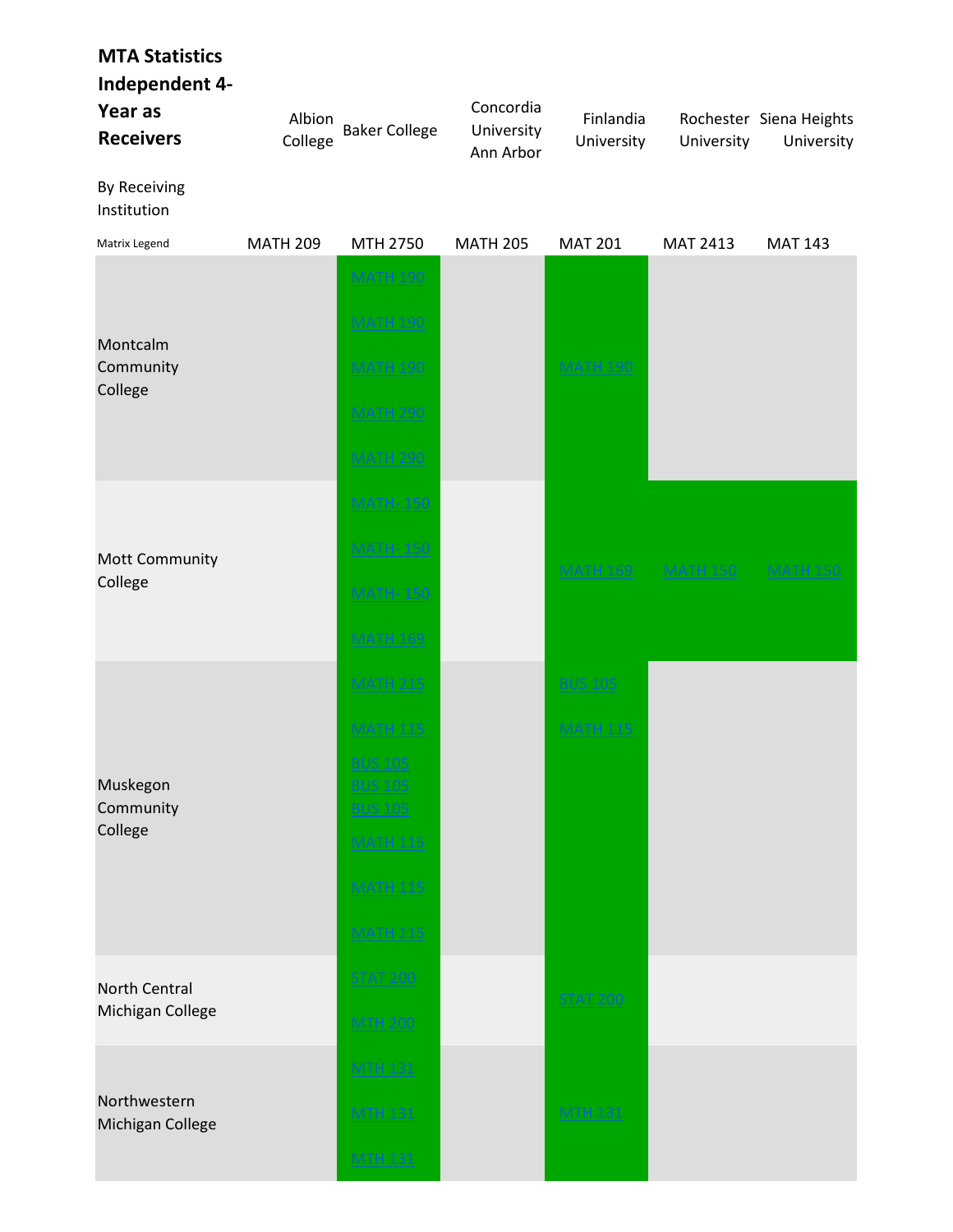**MTA Statistics Independent 4-Year as Receivers**

By Receiving Institution

| Matrix Legend | Albion College | Baker College | Concordia University Ann Arbor | Finlandia University | Rochester University | Siena Heights University |
|---|---|---|---|---|---|---|
| | MATH 209 | MTH 2750 | MATH 205 | MAT 201 | MAT 2413 | MAT 143 |
| Montcalm Community College | | MATH 190<br>MATH 190<br>MATH 190<br>MATH 290<br>MATH 290 | | MATH 190 | | |
| Mott Community College | | MATH- 150<br>MATH- 150<br>MATH- 150<br>MATH 169 | | MATH 169 | MATH 150 | MATH 150 |
| Muskegon Community College | | MATH 215<br>MATH 115<br>BUS 105<br>BUS 105<br>BUS 105<br>MATH 115<br>MATH 115<br>MATH 115 | | BUS 105<br>MATH 115 | | |
| North Central Michigan College | | STAT 200<br>MTH 200 | | STAT 200 | | |
| Northwestern Michigan College | | MTH 131<br>MTH 131<br>MTH 131 | | MTH 131 | | |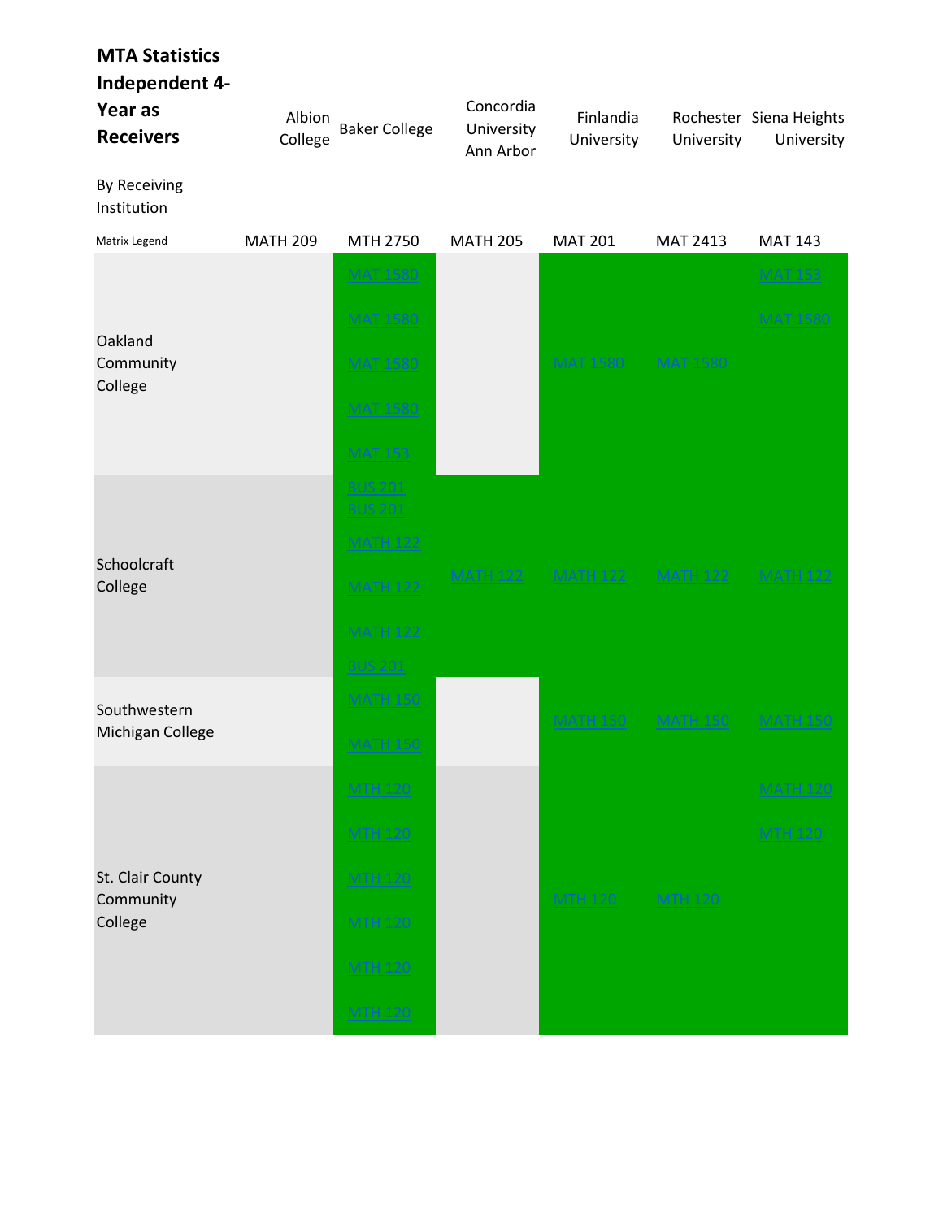**MTA Statistics Independent 4-Year as Receivers**

By Receiving Institution

| Matrix Legend | Albion College | Baker College | Concordia University Ann Arbor | Finlandia University | Rochester University | Siena Heights University |
|---|---|---|---|---|---|---|
| | MATH 209 | MTH 2750 | MATH 205 | MAT 201 | MAT 2413 | MAT 143 |
| Oakland Community College | | MAT 1580<br>MAT 1580<br>MAT 1580<br>MAT 1580<br>MAT 153 | | MAT 1580 | MAT 1580 | MAT 153<br>MAT 1580 |
| Schoolcraft College | | BUS 201<br>BUS 201<br>MATH 122<br>MATH 122<br>MATH 122<br>BUS 201 | MATH 122 | MATH 122 | MATH 122 | MATH 122 |
| Southwestern Michigan College | | MATH 150<br>MATH 150 | | MATH 150 | MATH 150 | MATH 150 |
| St. Clair County Community College | | MTH 120<br>MTH 120<br>MTH 120<br>MTH 120<br>MTH 120<br>MTH 120 | | MTH 120 | MTH 120 | MATH 120<br>MTH 120 |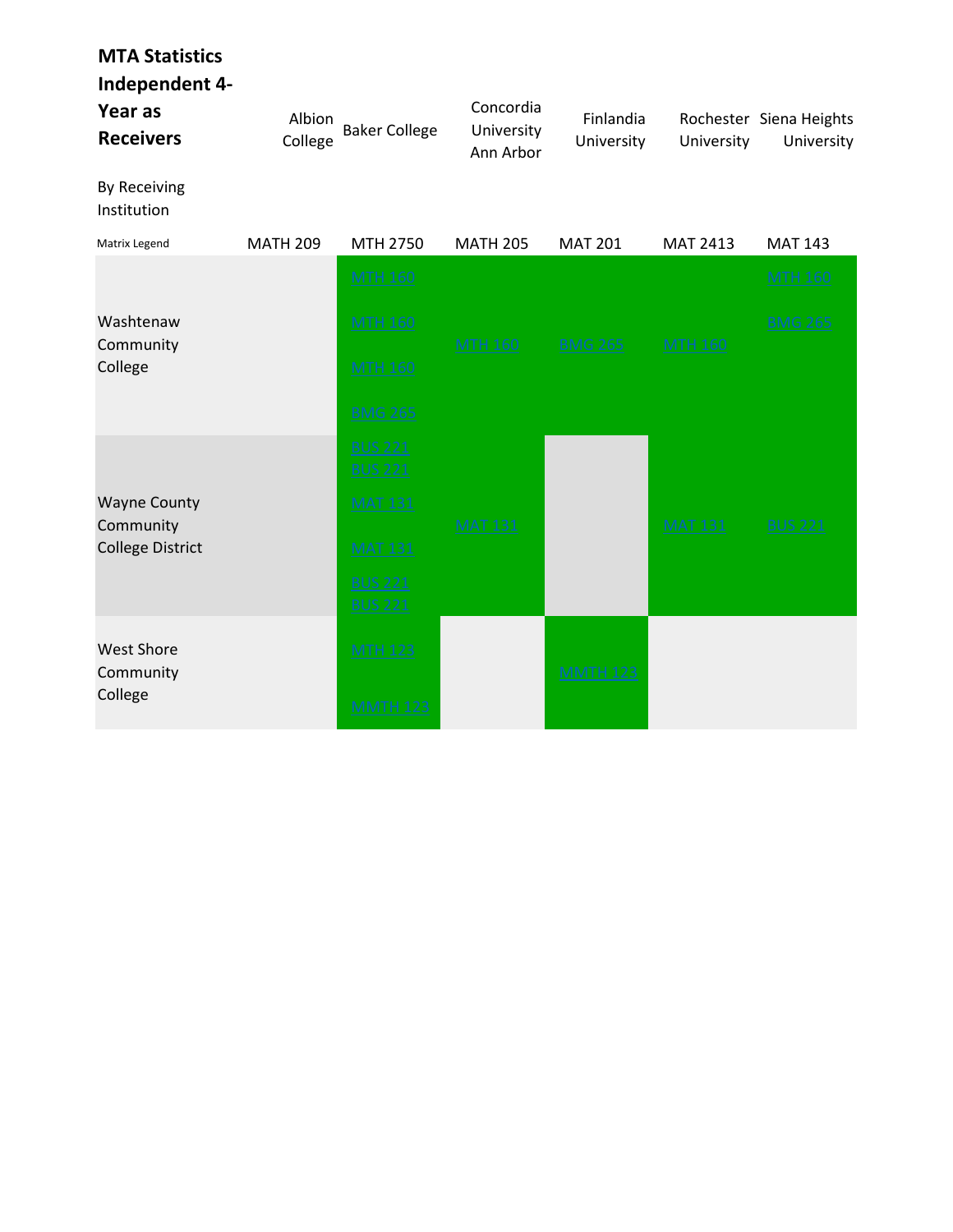| **MTA Statistics Independent 4-Year as Receivers** | Albion College | Baker College | Concordia University Ann Arbor | Finlandia University | Rochester University | Siena Heights University |
|---|---|---|---|---|---|---|
| By Receiving Institution | | | | | | |
| Matrix Legend | MATH 209 | MTH 2750 | MATH 205 | MAT 201 | MAT 2413 | MAT 143 |
| Washtenaw Community College | | MTH 160<br>MTH 160<br>MTH 160<br>BMG 265 | MTH 160 | BMG 265 | MTH 160 | MTH 160<br>BMG 265 |
| Wayne County Community College District | | BUS 221<br>BUS 221<br>MAT 131<br>MAT 131<br>BUS 221<br>BUS 221 | MAT 131 | | MAT 131 | BUS 221 |
| West Shore Community College | | MTH 123<br>MMTH 123 | | MMTH 123 | | |